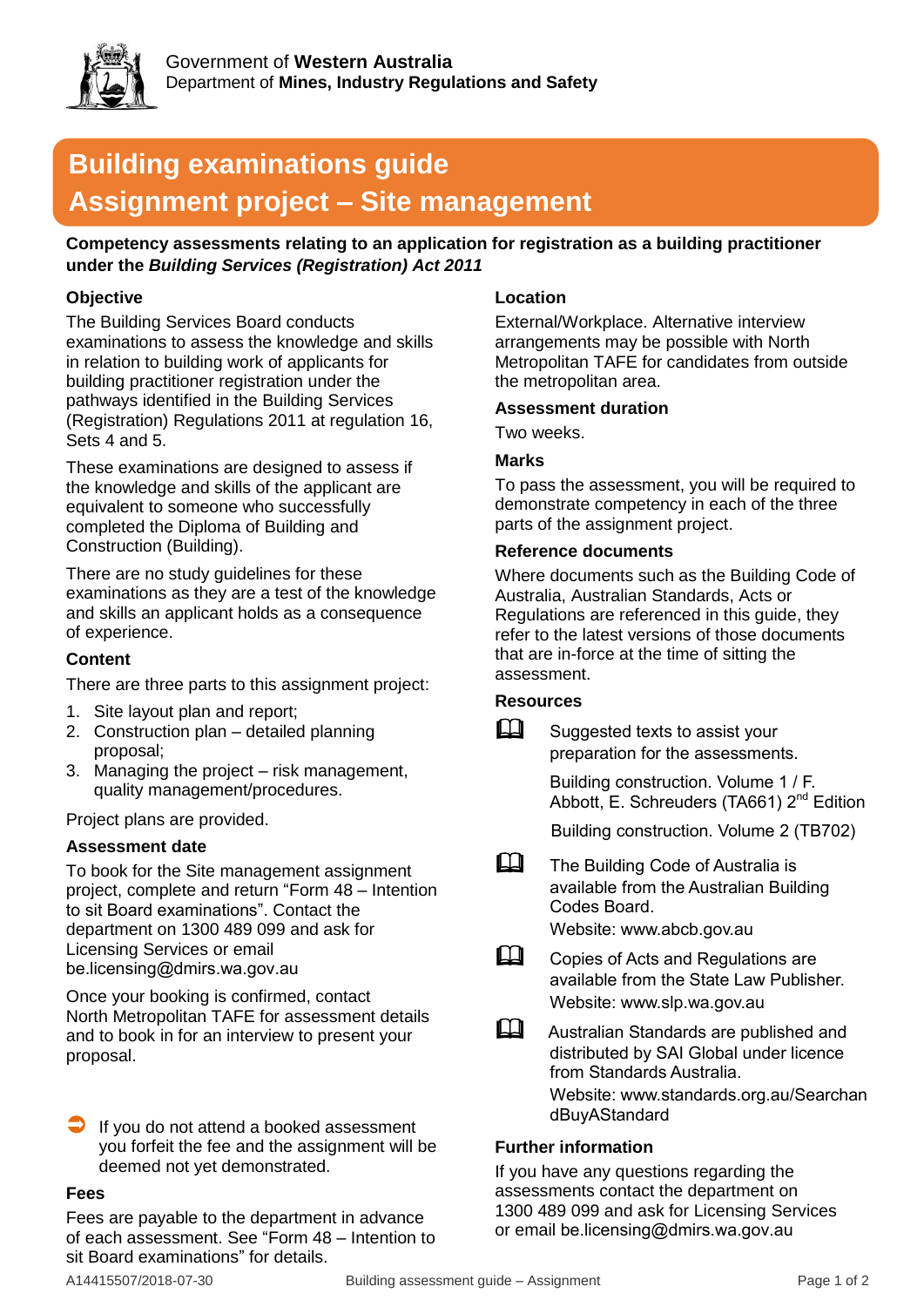Government of **Western Australia**
Department of **Mines, Industry Regulations and Safety**

# Building examinations guide
# Assignment project – Site management

**Competency assessments relating to an application for registration as a building practitioner under the *Building Services (Registration) Act 2011***

### Objective

The Building Services Board conducts examinations to assess the knowledge and skills in relation to building work of applicants for building practitioner registration under the pathways identified in the Building Services (Registration) Regulations 2011 at regulation 16, Sets 4 and 5.

These examinations are designed to assess if the knowledge and skills of the applicant are equivalent to someone who successfully completed the Diploma of Building and Construction (Building).

There are no study guidelines for these examinations as they are a test of the knowledge and skills an applicant holds as a consequence of experience.

### Content

There are three parts to this assignment project:

1. Site layout plan and report;
2. Construction plan – detailed planning proposal;
3. Managing the project – risk management, quality management/procedures.

Project plans are provided.

### Assessment date

To book for the Site management assignment project, complete and return "Form 48 – Intention to sit Board examinations". Contact the department on 1300 489 099 and ask for Licensing Services or email be.licensing@dmirs.wa.gov.au

Once your booking is confirmed, contact North Metropolitan TAFE for assessment details and to book in for an interview to present your proposal.

➡ If you do not attend a booked assessment you forfeit the fee and the assignment will be deemed not yet demonstrated.

### Fees

Fees are payable to the department in advance of each assessment. See "Form 48 – Intention to sit Board examinations" for details.

### Location

External/Workplace. Alternative interview arrangements may be possible with North Metropolitan TAFE for candidates from outside the metropolitan area.

### Assessment duration

Two weeks.

### Marks

To pass the assessment, you will be required to demonstrate competency in each of the three parts of the assignment project.

### Reference documents

Where documents such as the Building Code of Australia, Australian Standards, Acts or Regulations are referenced in this guide, they refer to the latest versions of those documents that are in-force at the time of sitting the assessment.

### Resources

📖 Suggested texts to assist your preparation for the assessments.

Building construction. Volume 1 / F. Abbott, E. Schreuders (TA661) 2nd Edition

Building construction. Volume 2 (TB702)

📖 The Building Code of Australia is available from the Australian Building Codes Board.
Website: www.abcb.gov.au

📖 Copies of Acts and Regulations are available from the State Law Publisher.
Website: www.slp.wa.gov.au

📖 Australian Standards are published and distributed by SAI Global under licence from Standards Australia.
Website: www.standards.org.au/SearchandBuyAStandard

### Further information

If you have any questions regarding the assessments contact the department on 1300 489 099 and ask for Licensing Services or email be.licensing@dmirs.wa.gov.au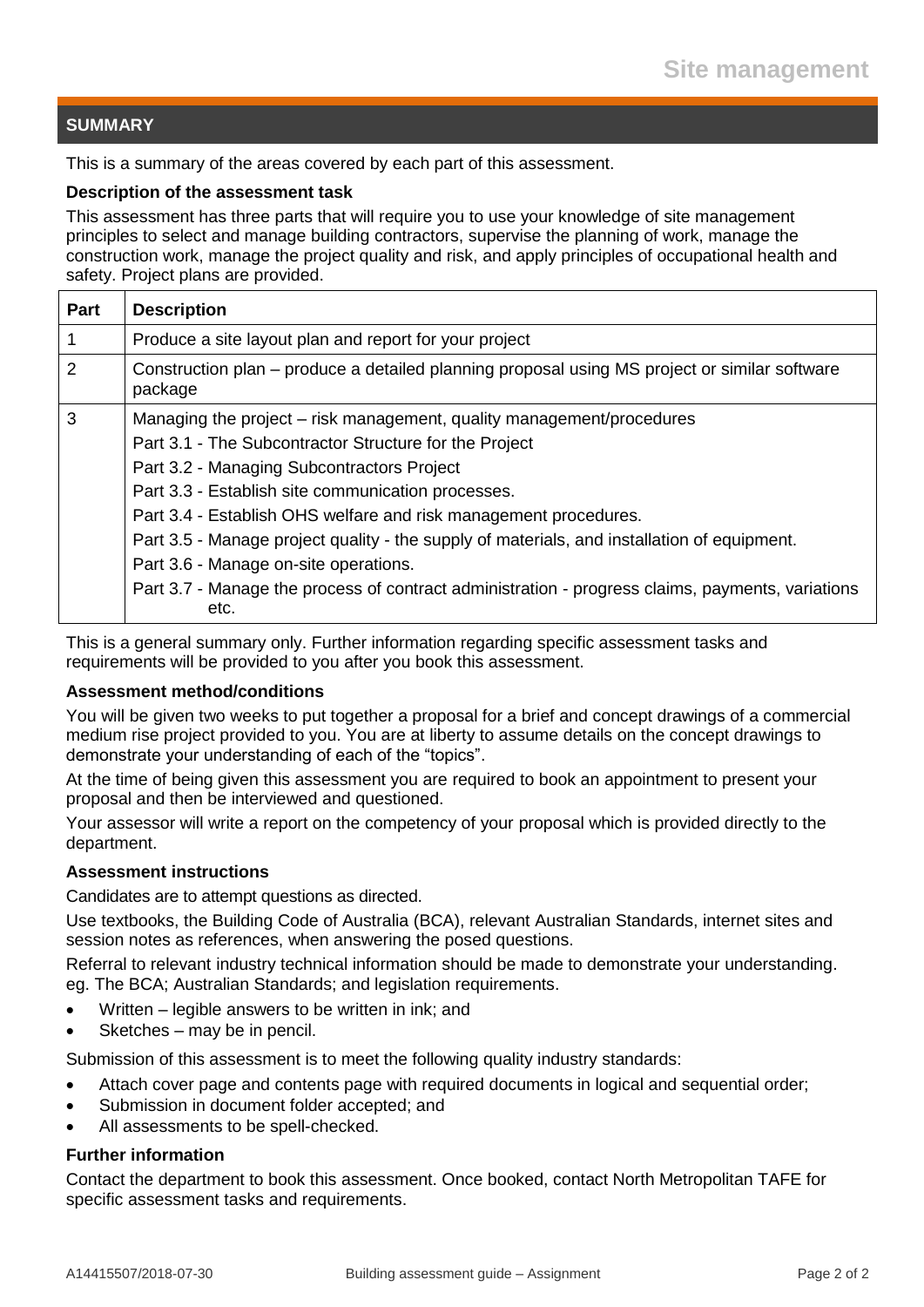# Site management

## SUMMARY

This is a summary of the areas covered by each part of this assessment.

**Description of the assessment task**

This assessment has three parts that will require you to use your knowledge of site management principles to select and manage building contractors, supervise the planning of work, manage the construction work, manage the project quality and risk, and apply principles of occupational health and safety. Project plans are provided.

| Part | Description |
|---|---|
| 1 | Produce a site layout plan and report for your project |
| 2 | Construction plan – produce a detailed planning proposal using MS project or similar software package |
| 3 | Managing the project – risk management, quality management/procedures<br>Part 3.1 - The Subcontractor Structure for the Project<br>Part 3.2 - Managing Subcontractors Project<br>Part 3.3 - Establish site communication processes.<br>Part 3.4 - Establish OHS welfare and risk management procedures.<br>Part 3.5 - Manage project quality - the supply of materials, and installation of equipment.<br>Part 3.6 - Manage on-site operations.<br>Part 3.7 - Manage the process of contract administration - progress claims, payments, variations etc. |

This is a general summary only. Further information regarding specific assessment tasks and requirements will be provided to you after you book this assessment.

**Assessment method/conditions**

You will be given two weeks to put together a proposal for a brief and concept drawings of a commercial medium rise project provided to you. You are at liberty to assume details on the concept drawings to demonstrate your understanding of each of the "topics".

At the time of being given this assessment you are required to book an appointment to present your proposal and then be interviewed and questioned.

Your assessor will write a report on the competency of your proposal which is provided directly to the department.

**Assessment instructions**

Candidates are to attempt questions as directed.

Use textbooks, the Building Code of Australia (BCA), relevant Australian Standards, internet sites and session notes as references, when answering the posed questions.

Referral to relevant industry technical information should be made to demonstrate your understanding. eg. The BCA; Australian Standards; and legislation requirements.

- Written – legible answers to be written in ink; and
- Sketches – may be in pencil.

Submission of this assessment is to meet the following quality industry standards:

- Attach cover page and contents page with required documents in logical and sequential order;
- Submission in document folder accepted; and
- All assessments to be spell-checked.

**Further information**

Contact the department to book this assessment. Once booked, contact North Metropolitan TAFE for specific assessment tasks and requirements.